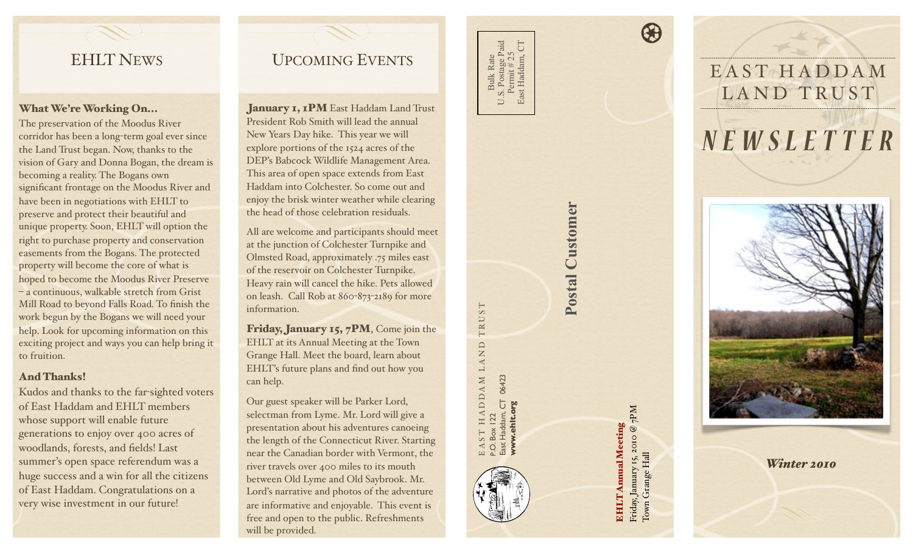# EHLT News

### What We're Working On...

The preservation of the Moodus River corridor has been a long-term goal ever since the Land Trust began. Now, thanks to the vision of Gary and Donna Bogan, the dream is becoming a reality. The Bogans own significant frontage on the Moodus River and have been in negotiations with EHLT to preserve and protect their beautiful and unique property. Soon, EHLT will option the right to purchase property and conservation easements from the Bogans. The protected property will become the core of what is hoped to become the Moodus River Preserve – a continuous, walkable stretch from Grist Mill Road to beyond Falls Road. To finish the work begun by the Bogans we will need your help. Look for upcoming information on this exciting project and ways you can help bring it to fruition.

### And Thanks!

Kudos and thanks to the far-sighted voters of East Haddam and EHLT members whose support will enable future generations to enjoy over 400 acres of woodlands, forests, and fields! Last summer's open space referendum was a huge success and a win for all the citizens of East Haddam. Congratulations on a very wise investment in our future!

# Upcoming Events

**January 1, 1PM** East Haddam Land Trust President Rob Smith will lead the annual New Years Day hike. This year we will explore portions of the 1524 acres of the DEP's Babcock Wildlife Management Area. This area of open space extends from East Haddam into Colchester. So come out and enjoy the brisk winter weather while clearing the head of those celebration residuals.

All are welcome and participants should meet at the junction of Colchester Turnpike and Olmsted Road, approximately .75 miles east of the reservoir on Colchester Turnpike. Heavy rain will cancel the hike. Pets allowed on leash. Call Rob at 860-873-2189 for more information.

**Friday, January 15, 7PM**, Come join the EHLT at its Annual Meeting at the Town Grange Hall. Meet the board, learn about EHLT's future plans and find out how you can help.

Our guest speaker will be Parker Lord, selectman from Lyme. Mr. Lord will give a presentation about his adventures canoeing the length of the Connecticut River. Starting near the Canadian border with Vermont, the river travels over 400 miles to its mouth between Old Lyme and Old Saybrook. Mr. Lord's narrative and photos of the adventure are informative and enjoyable. This event is free and open to the public. Refreshments will be provided.

Bulk Rate
U.S. Postage Paid
Permit # 25
East Haddam, CT

EAST HADDAM LAND TRUST
P.O. Box 122
East Haddam, CT 06423
**www.ehlt.org**

**Postal Customer**

**EHLT Annual Meeting**
Friday, January 15, 2010 @ 7PM
Town Grange Hall

# EAST HADDAM LAND TRUST

# *NEWSLETTER*

***Winter 2010***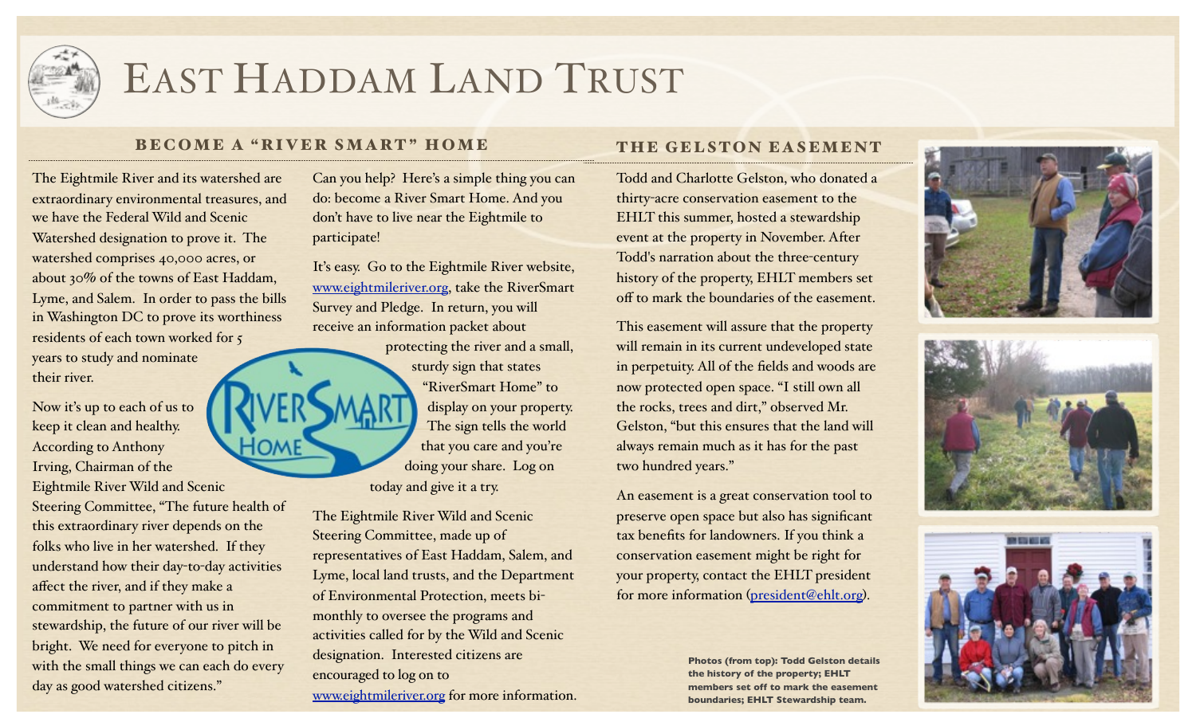# East Haddam Land Trust

## Become a "River Smart" Home

The Eightmile River and its watershed are extraordinary environmental treasures, and we have the Federal Wild and Scenic Watershed designation to prove it. The watershed comprises 40,000 acres, or about 30% of the towns of East Haddam, Lyme, and Salem. In order to pass the bills in Washington DC to prove its worthiness residents of each town worked for 5 years to study and nominate their river.

Now it's up to each of us to keep it clean and healthy. According to Anthony Irving, Chairman of the Eightmile River Wild and Scenic Steering Committee, "The future health of this extraordinary river depends on the folks who live in her watershed. If they understand how their day-to-day activities affect the river, and if they make a commitment to partner with us in stewardship, the future of our river will be bright. We need for everyone to pitch in with the small things we can each do every day as good watershed citizens."

Can you help? Here's a simple thing you can do: become a River Smart Home. And you don't have to live near the Eightmile to participate!

It's easy. Go to the Eightmile River website, www.eightmileriver.org, take the RiverSmart Survey and Pledge. In return, you will receive an information packet about protecting the river and a small, sturdy sign that states "RiverSmart Home" to display on your property. The sign tells the world that you care and you're doing your share. Log on today and give it a try.

The Eightmile River Wild and Scenic Steering Committee, made up of representatives of East Haddam, Salem, and Lyme, local land trusts, and the Department of Environmental Protection, meets bi-monthly to oversee the programs and activities called for by the Wild and Scenic designation. Interested citizens are encouraged to log on to www.eightmileriver.org for more information.

## The Gelston Easement

Todd and Charlotte Gelston, who donated a thirty-acre conservation easement to the EHLT this summer, hosted a stewardship event at the property in November. After Todd's narration about the three-century history of the property, EHLT members set off to mark the boundaries of the easement.

This easement will assure that the property will remain in its current undeveloped state in perpetuity. All of the fields and woods are now protected open space. "I still own all the rocks, trees and dirt," observed Mr. Gelston, "but this ensures that the land will always remain much as it has for the past two hundred years."

An easement is a great conservation tool to preserve open space but also has significant tax benefits for landowners. If you think a conservation easement might be right for your property, contact the EHLT president for more information (president@ehlt.org).

**Photos (from top): Todd Gelston details the history of the property; EHLT members set off to mark the easement boundaries; EHLT Stewardship team.**